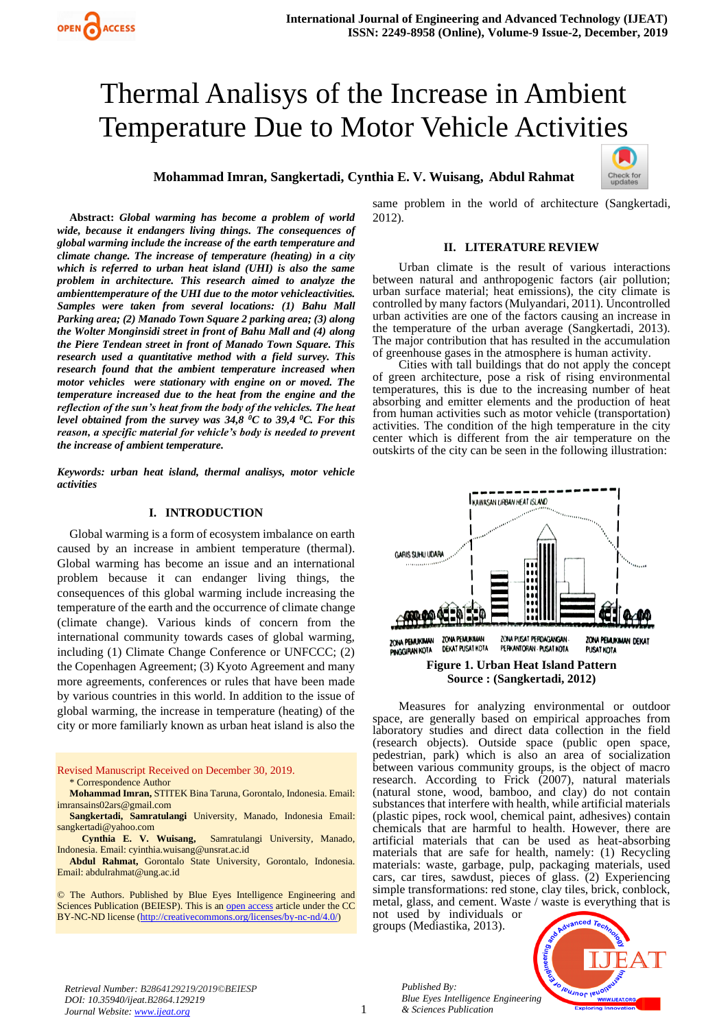# Thermal Analisys of the Increase in Ambient Temperature Due to Motor Vehicle Activities

**Mohammad Imran, Sangkertadi, Cynthia E. V. Wuisang, Abdul Rahmat**

***Abstract:*** ***Global warming has become a problem of world wide, because it endangers living things. The consequences of global warming include the increase of the earth temperature and climate change. The increase of temperature (heating) in a city which is referred to urban heat island (UHI) is also the same problem in architecture. This research aimed to analyze the ambienttemperature of the UHI due to the motor vehicleactivities. Samples were taken from several locations: (1) Bahu Mall Parking area; (2) Manado Town Square 2 parking area; (3) along the Wolter Monginsidi street in front of Bahu Mall and (4) along the Piere Tendean street in front of Manado Town Square. This research used a quantitative method with a field survey. This research found that the ambient temperature increased when motor vehicles were stationary with engine on or moved. The temperature increased due to the heat from the engine and the reflection of the sun's heat from the body of the vehicles. The heat level obtained from the survey was 34,8 $^0$C to 39,4 $^0$C. For this reason, a specific material for vehicle's body is needed to prevent the increase of ambient temperature.***

***Keywords: urban heat island, thermal analisys, motor vehicle activities***

## I. INTRODUCTION

Global warming is a form of ecosystem imbalance on earth caused by an increase in ambient temperature (thermal). Global warming has become an issue and an international problem because it can endanger living things, the consequences of this global warming include increasing the temperature of the earth and the occurrence of climate change (climate change). Various kinds of concern from the international community towards cases of global warming, including (1) Climate Change Conference or UNFCCC; (2) the Copenhagen Agreement; (3) Kyoto Agreement and many more agreements, conferences or rules that have been made by various countries in this world. In addition to the issue of global warming, the increase in temperature (heating) of the city or more familiarly known as urban heat island is also the same problem in the world of architecture (Sangkertadi, 2012).

Revised Manuscript Received on December 30, 2019.

\* Correspondence Author

**Mohammad Imran,** STITEK Bina Taruna, Gorontalo, Indonesia. Email: imransains02ars@gmail.com

**Sangkertadi, Samratulangi** University, Manado, Indonesia Email: sangkertadi@yahoo.com

**Cynthia E. V. Wuisang,** Samratulangi University, Manado, Indonesia. Email: cyinthia.wuisang@unsrat.ac.id

**Abdul Rahmat,** Gorontalo State University, Gorontalo, Indonesia. Email: abdulrahmat@ung.ac.id

© The Authors. Published by Blue Eyes Intelligence Engineering and Sciences Publication (BEIESP). This is an open access article under the CC BY-NC-ND license (http://creativecommons.org/licenses/by-nc-nd/4.0/)

## II. LITERATURE REVIEW

Urban climate is the result of various interactions between natural and anthropogenic factors (air pollution; urban surface material; heat emissions), the city climate is controlled by many factors (Mulyandari, 2011). Uncontrolled urban activities are one of the factors causing an increase in the temperature of the urban average (Sangkertadi, 2013). The major contribution that has resulted in the accumulation of greenhouse gases in the atmosphere is human activity.

Cities with tall buildings that do not apply the concept of green architecture, pose a risk of rising environmental temperatures, this is due to the increasing number of heat absorbing and emitter elements and the production of heat from human activities such as motor vehicle (transportation) activities. The condition of the high temperature in the city center which is different from the air temperature on the outskirts of the city can be seen in the following illustration:

KAWASAN URBAN HEAT ISLAND

GARIS SUHU UDARA

ZONA PEMUKIMAN PINGGIRAN KOTA | ZONA PEMUKIMAN DEKAT PUSAT KOTA | ZONA PUSAT PERDAGANGAN - PERKANTORAN - PUSAT KOTA | ZONA PEMUKIMAN DEKAT PUSAT KOTA

**Figure 1. Urban Heat Island Pattern**
**Source : (Sangkertadi, 2012)**

Measures for analyzing environmental or outdoor space, are generally based on empirical approaches from laboratory studies and direct data collection in the field (research objects). Outside space (public open space, pedestrian, park) which is also an area of socialization between various community groups, is the object of macro research. According to Frick (2007), natural materials (natural stone, wood, bamboo, and clay) do not contain substances that interfere with health, while artificial materials (plastic pipes, rock wool, chemical paint, adhesives) contain chemicals that are harmful to health. However, there are artificial materials that can be used as heat-absorbing materials that are safe for health, namely: (1) Recycling materials: waste, garbage, pulp, packaging materials, used cars, car tires, sawdust, pieces of glass. (2) Experiencing simple transformations: red stone, clay tiles, brick, conblock, metal, glass, and cement. Waste / waste is everything that is not used by individuals or groups (Mediastika, 2013).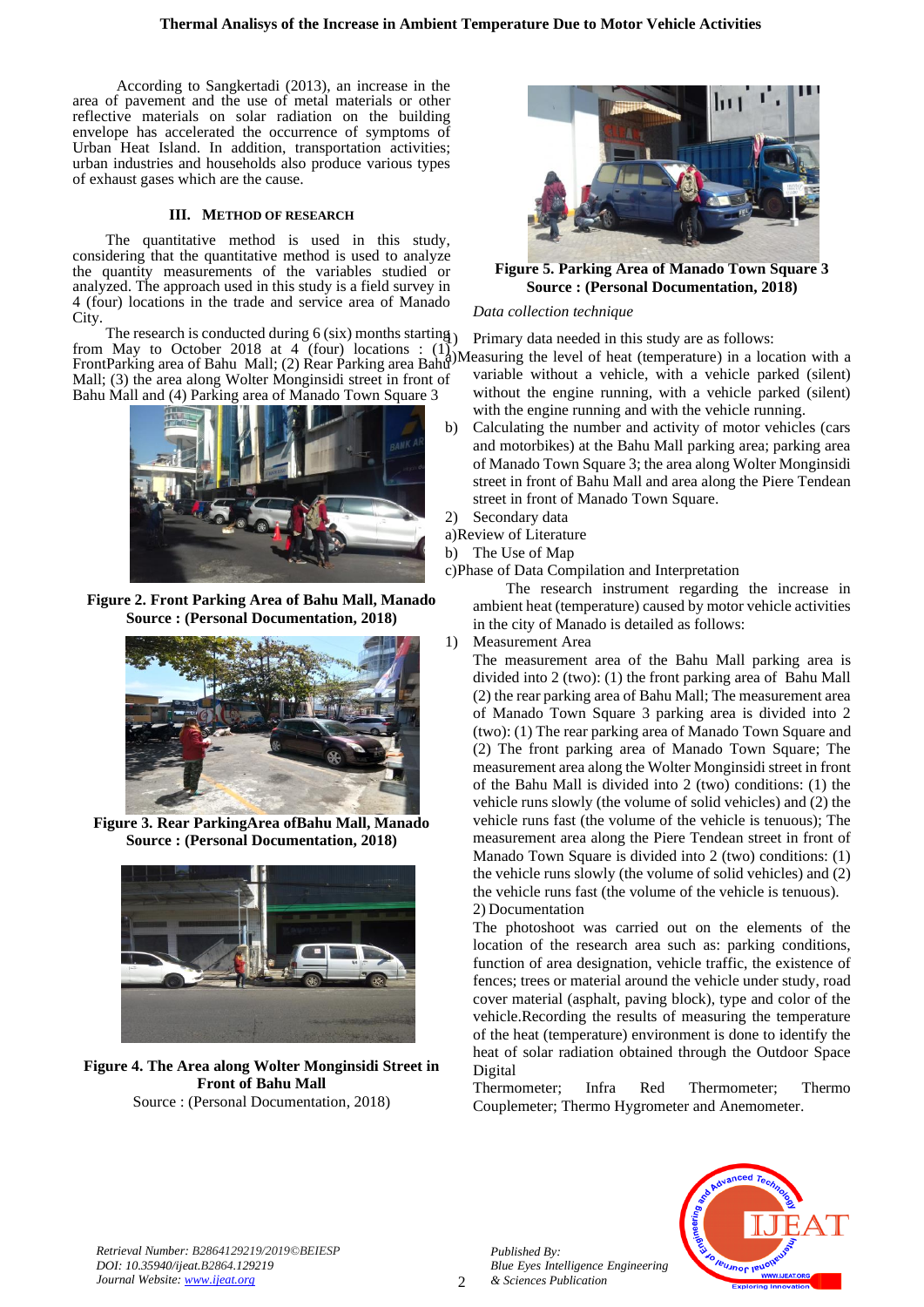According to Sangkertadi (2013), an increase in the area of pavement and the use of metal materials or other reflective materials on solar radiation on the building envelope has accelerated the occurrence of symptoms of Urban Heat Island. In addition, transportation activities; urban industries and households also produce various types of exhaust gases which are the cause.

## III. METHOD OF RESEARCH

The quantitative method is used in this study, considering that the quantitative method is used to analyze the quantity measurements of the variables studied or analyzed. The approach used in this study is a field survey in 4 (four) locations in the trade and service area of Manado City.

The research is conducted during 6 (six) months starting from May to October 2018 at 4 (four) locations : (1) FrontParking area of Bahu Mall; (2) Rear Parking area Bahu Mall; (3) the area along Wolter Monginsidi street in front of Bahu Mall and (4) Parking area of Manado Town Square 3

**Figure 2. Front Parking Area of Bahu Mall, Manado**
**Source : (Personal Documentation, 2018)**

**Figure 3. Rear ParkingArea ofBahu Mall, Manado**
**Source : (Personal Documentation, 2018)**

**Figure 4. The Area along Wolter Monginsidi Street in Front of Bahu Mall**
Source : (Personal Documentation, 2018)

**Figure 5. Parking Area of Manado Town Square 3**
**Source : (Personal Documentation, 2018)**

*Data collection technique*

1) Primary data needed in this study are as follows:

a) Measuring the level of heat (temperature) in a location with a variable without a vehicle, with a vehicle parked (silent) without the engine running, with a vehicle parked (silent) with the engine running and with the vehicle running.

b) Calculating the number and activity of motor vehicles (cars and motorbikes) at the Bahu Mall parking area; parking area of Manado Town Square 3; the area along Wolter Monginsidi street in front of Bahu Mall and area along the Piere Tendean street in front of Manado Town Square.

2) Secondary data

a) Review of Literature

b) The Use of Map

c) Phase of Data Compilation and Interpretation

The research instrument regarding the increase in ambient heat (temperature) caused by motor vehicle activities in the city of Manado is detailed as follows:

1) Measurement Area

The measurement area of the Bahu Mall parking area is divided into 2 (two): (1) the front parking area of Bahu Mall (2) the rear parking area of Bahu Mall; The measurement area of Manado Town Square 3 parking area is divided into 2 (two): (1) The rear parking area of Manado Town Square and (2) The front parking area of Manado Town Square; The measurement area along the Wolter Monginsidi street in front of the Bahu Mall is divided into 2 (two) conditions: (1) the vehicle runs slowly (the volume of solid vehicles) and (2) the vehicle runs fast (the volume of the vehicle is tenuous); The measurement area along the Piere Tendean street in front of Manado Town Square is divided into 2 (two) conditions: (1) the vehicle runs slowly (the volume of solid vehicles) and (2) the vehicle runs fast (the volume of the vehicle is tenuous).

2) Documentation

The photoshoot was carried out on the elements of the location of the research area such as: parking conditions, function of area designation, vehicle traffic, the existence of fences; trees or material around the vehicle under study, road cover material (asphalt, paving block), type and color of the vehicle.Recording the results of measuring the temperature of the heat (temperature) environment is done to identify the heat of solar radiation obtained through the Outdoor Space Digital Thermometer; Infra Red Thermometer; Thermo Couplemeter; Thermo Hygrometer and Anemometer.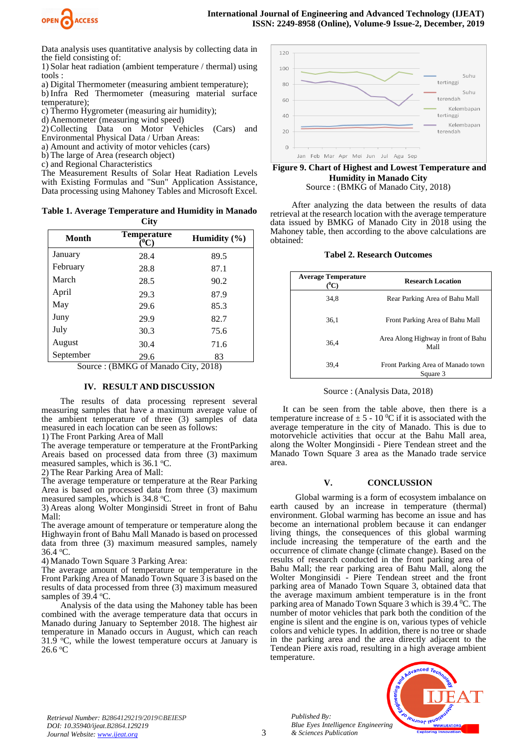Data analysis uses quantitative analysis by collecting data in the field consisting of:

1) Solar heat radiation (ambient temperature / thermal) using tools :

a) Digital Thermometer (measuring ambient temperature);

b) Infra Red Thermometer (measuring material surface temperature);

c) Thermo Hygrometer (measuring air humidity);

d) Anemometer (measuring wind speed)

2) Collecting Data on Motor Vehicles (Cars) and Environmental Physical Data / Urban Areas:

a) Amount and activity of motor vehicles (cars)

b) The large of Area (research object)

c) and Regional Characteristics

The Measurement Results of Solar Heat Radiation Levels with Existing Formulas and "Sun" Application Assistance, Data processing using Mahoney Tables and Microsoft Excel.

**Table 1. Average Temperature and Humidity in Manado City**

| Month | Temperature (⁰C) | Humidity (%) |
|---|---|---|
| January | 28.4 | 89.5 |
| February | 28.8 | 87.1 |
| March | 28.5 | 90.2 |
| April | 29.3 | 87.9 |
| May | 29.6 | 85.3 |
| Juny | 29.9 | 82.7 |
| July | 30.3 | 75.6 |
| August | 30.4 | 71.6 |
| September | 29.6 | 83 |

Source : (BMKG of Manado City, 2018)

## IV. RESULT AND DISCUSSION

The results of data processing represent several measuring samples that have a maximum average value of the ambient temperature of three (3) samples of data measured in each location can be seen as follows:

1) The Front Parking Area of Mall

The average temperature or temperature at the FrontParking Areais based on processed data from three (3) maximum measured samples, which is 36.1 ºC.

2) The Rear Parking Area of Mall:

The average temperature or temperature at the Rear Parking Area is based on processed data from three (3) maximum measured samples, which is 34.8 ºC.

3) Areas along Wolter Monginsidi Street in front of Bahu Mall:

The average amount of temperature or temperature along the Highwayin front of Bahu Mall Manado is based on processed data from three (3) maximum measured samples, namely 36.4 ºC.

4) Manado Town Square 3 Parking Area:

The average amount of temperature or temperature in the Front Parking Area of Manado Town Square 3 is based on the results of data processed from three (3) maximum measured samples of 39.4 ºC.

Analysis of the data using the Mahoney table has been combined with the average temperature data that occurs in Manado during January to September 2018. The highest air temperature in Manado occurs in August, which can reach 31.9 ºC, while the lowest temperature occurs at January is 26.6 ºC

**Figure 9. Chart of Highest and Lowest Temperature and Humidity in Manado City**

Source : (BMKG of Manado City, 2018)

After analyzing the data between the results of data retrieval at the research location with the average temperature data issued by BMKG of Manado City in 2018 using the Mahoney table, then according to the above calculations are obtained:

**Tabel 2. Research Outcomes**

| Average Temperature (⁰C) | Research Location |
|---|---|
| 34,8 | Rear Parking Area of Bahu Mall |
| 36,1 | Front Parking Area of Bahu Mall |
| 36,4 | Area Along Highway in front of Bahu Mall |
| 39,4 | Front Parking Area of Manado town Square 3 |

Source : (Analysis Data, 2018)

It can be seen from the table above, then there is a temperature increase of ± 5 - 10 ⁰C if it is associated with the average temperature in the city of Manado. This is due to motorvehicle activities that occur at the Bahu Mall area, along the Wolter Monginsidi - Piere Tendean street and the Manado Town Square 3 area as the Manado trade service area.

## V. CONCLUSION

Global warming is a form of ecosystem imbalance on earth caused by an increase in temperature (thermal) environment. Global warming has become an issue and has become an international problem because it can endanger living things, the consequences of this global warming include increasing the temperature of the earth and the occurrence of climate change (climate change). Based on the results of research conducted in the front parking area of Bahu Mall; the rear parking area of Bahu Mall, along the Wolter Monginsidi - Piere Tendean street and the front parking area of Manado Town Square 3, obtained data that the average maximum ambient temperature is in the front parking area of Manado Town Square 3 which is 39.4 ⁰C. The number of motor vehicles that park both the condition of the engine is silent and the engine is on, various types of vehicle colors and vehicle types. In addition, there is no tree or shade in the parking area and the area directly adjacent to the Tendean Piere axis road, resulting in a high average ambient temperature.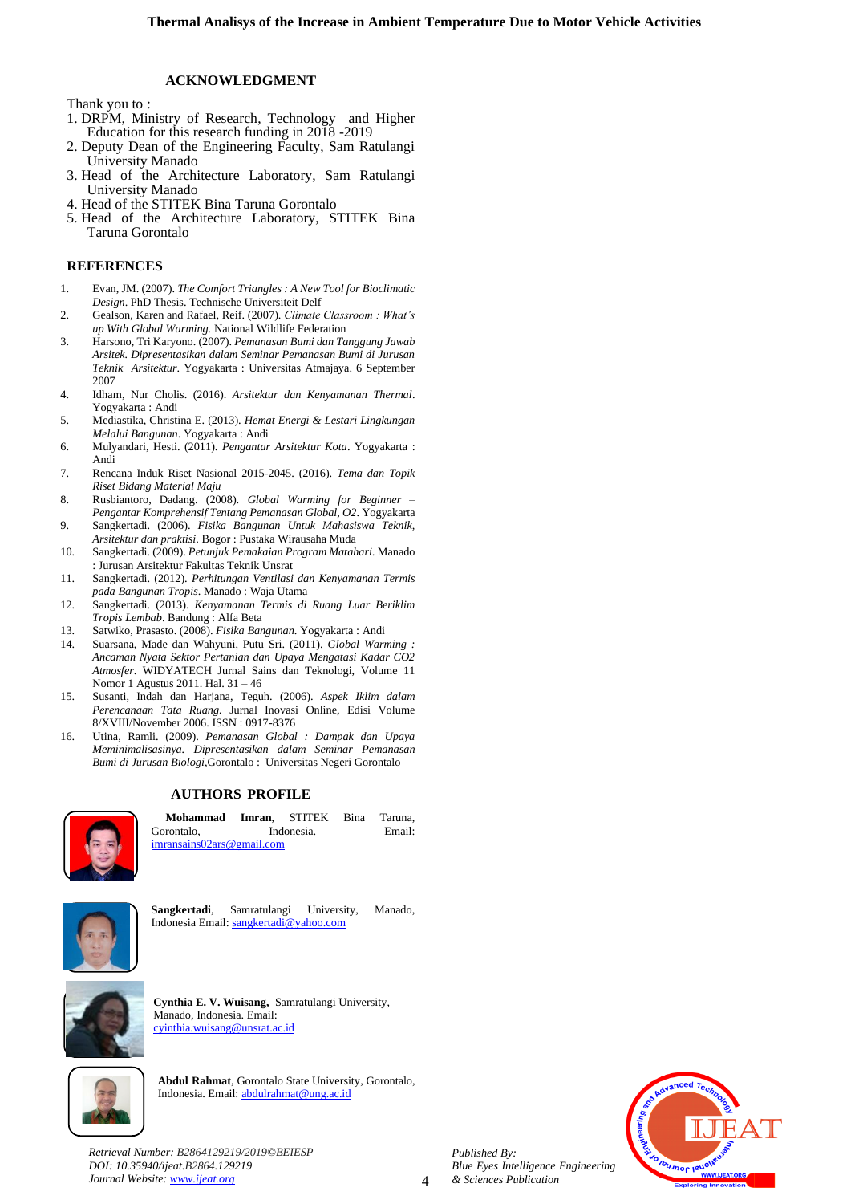## ACKNOWLEDGMENT

Thank you to :

1. DRPM, Ministry of Research, Technology and Higher Education for this research funding in 2018 -2019
2. Deputy Dean of the Engineering Faculty, Sam Ratulangi University Manado
3. Head of the Architecture Laboratory, Sam Ratulangi University Manado
4. Head of the STITEK Bina Taruna Gorontalo
5. Head of the Architecture Laboratory, STITEK Bina Taruna Gorontalo

## REFERENCES

1. Evan, JM. (2007). *The Comfort Triangles : A New Tool for Bioclimatic Design*. PhD Thesis. Technische Universiteit Delf
2. Gealson, Karen and Rafael, Reif. (2007). *Climate Classroom : What's up With Global Warming*. National Wildlife Federation
3. Harsono, Tri Karyono. (2007). *Pemanasan Bumi dan Tanggung Jawab Arsitek. Dipresentasikan dalam Seminar Pemanasan Bumi di Jurusan Teknik Arsitektur*. Yogyakarta : Universitas Atmajaya. 6 September 2007
4. Idham, Nur Cholis. (2016). *Arsitektur dan Kenyamanan Thermal*. Yogyakarta : Andi
5. Mediastika, Christina E. (2013). *Hemat Energi & Lestari Lingkungan Melalui Bangunan*. Yogyakarta : Andi
6. Mulyandari, Hesti. (2011). *Pengantar Arsitektur Kota*. Yogyakarta : Andi
7. Rencana Induk Riset Nasional 2015-2045. (2016). *Tema dan Topik Riset Bidang Material Maju*
8. Rusbiantoro, Dadang. (2008). *Global Warming for Beginner – Pengantar Komprehensif Tentang Pemanasan Global, O2*. Yogyakarta
9. Sangkertadi. (2006). *Fisika Bangunan Untuk Mahasiswa Teknik, Arsitektur dan praktisi*. Bogor : Pustaka Wirausaha Muda
10. Sangkertadi. (2009). *Petunjuk Pemakaian Program Matahari*. Manado : Jurusan Arsitektur Fakultas Teknik Unsrat
11. Sangkertadi. (2012). *Perhitungan Ventilasi dan Kenyamanan Termis pada Bangunan Tropis*. Manado : Waja Utama
12. Sangkertadi. (2013). *Kenyamanan Termis di Ruang Luar Beriklim Tropis Lembab*. Bandung : Alfa Beta
13. Satwiko, Prasasto. (2008). *Fisika Bangunan*. Yogyakarta : Andi
14. Suarsana, Made dan Wahyuni, Putu Sri. (2011). *Global Warming : Ancaman Nyata Sektor Pertanian dan Upaya Mengatasi Kadar CO2 Atmosfer*. WIDYATECH Jurnal Sains dan Teknologi, Volume 11 Nomor 1 Agustus 2011. Hal. 31 – 46
15. Susanti, Indah dan Harjana, Teguh. (2006). *Aspek Iklim dalam Perencanaan Tata Ruang*. Jurnal Inovasi Online, Edisi Volume 8/XVIII/November 2006. ISSN : 0917-8376
16. Utina, Ramli. (2009). *Pemanasan Global : Dampak dan Upaya Meminimalisasinya. Dipresentasikan dalam Seminar Pemanasan Bumi di Jurusan Biologi*,Gorontalo : Universitas Negeri Gorontalo

## AUTHORS PROFILE

**Mohammad Imran**, STITEK Bina Taruna, Gorontalo, Indonesia. Email: imransains02ars@gmail.com

**Sangkertadi**, Samratulangi University, Manado, Indonesia Email: sangkertadi@yahoo.com

**Cynthia E. V. Wuisang,** Samratulangi University, Manado, Indonesia. Email: cyinthia.wuisang@unsrat.ac.id

**Abdul Rahmat**, Gorontalo State University, Gorontalo, Indonesia. Email: abdulrahmat@ung.ac.id